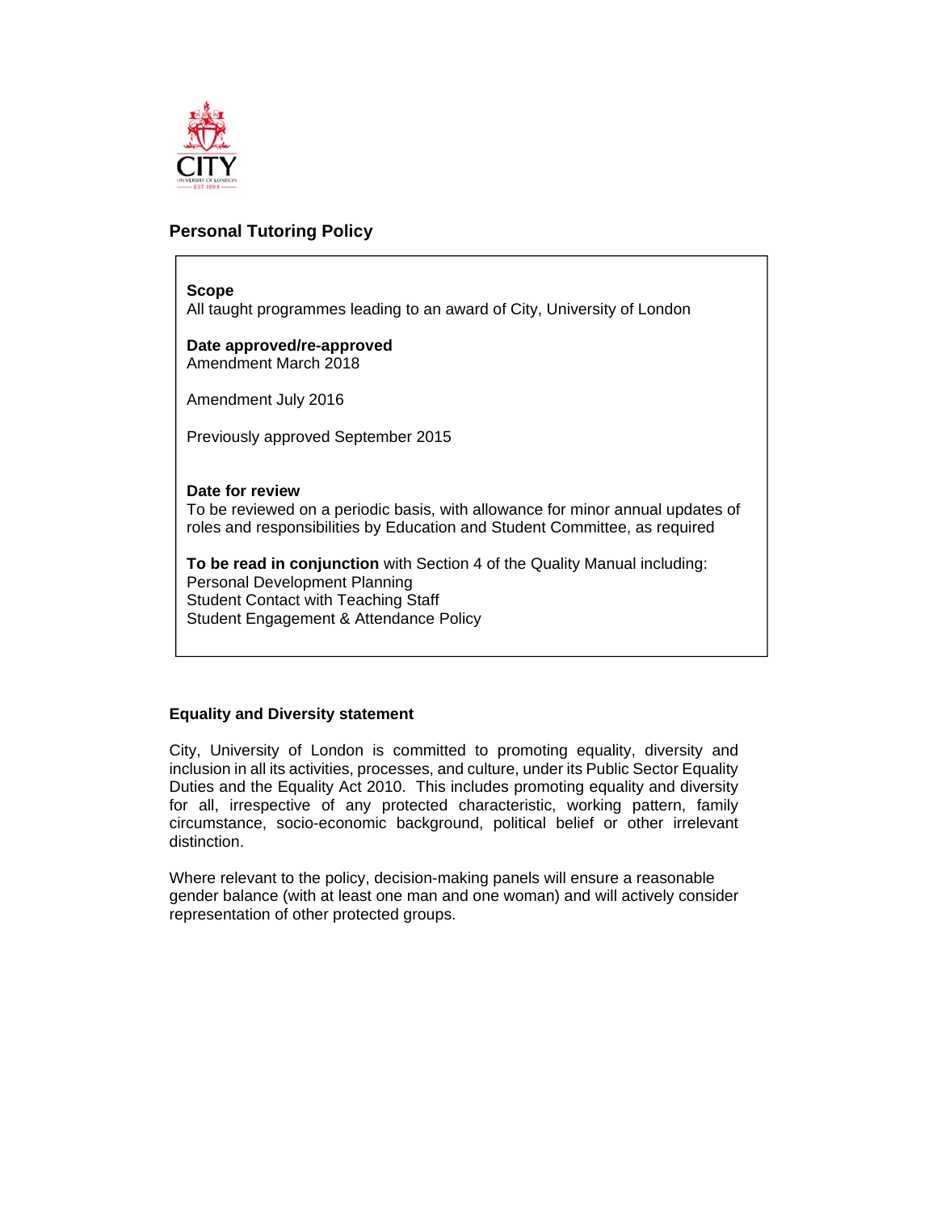# Personal Tutoring Policy

**Scope**
All taught programmes leading to an award of City, University of London

**Date approved/re-approved**
Amendment March 2018

Amendment July 2016

Previously approved September 2015

**Date for review**
To be reviewed on a periodic basis, with allowance for minor annual updates of roles and responsibilities by Education and Student Committee, as required

**To be read in conjunction** with Section 4 of the Quality Manual including:
Personal Development Planning
Student Contact with Teaching Staff
Student Engagement & Attendance Policy

## Equality and Diversity statement

City, University of London is committed to promoting equality, diversity and inclusion in all its activities, processes, and culture, under its Public Sector Equality Duties and the Equality Act 2010. This includes promoting equality and diversity for all, irrespective of any protected characteristic, working pattern, family circumstance, socio-economic background, political belief or other irrelevant distinction.

Where relevant to the policy, decision-making panels will ensure a reasonable gender balance (with at least one man and one woman) and will actively consider representation of other protected groups.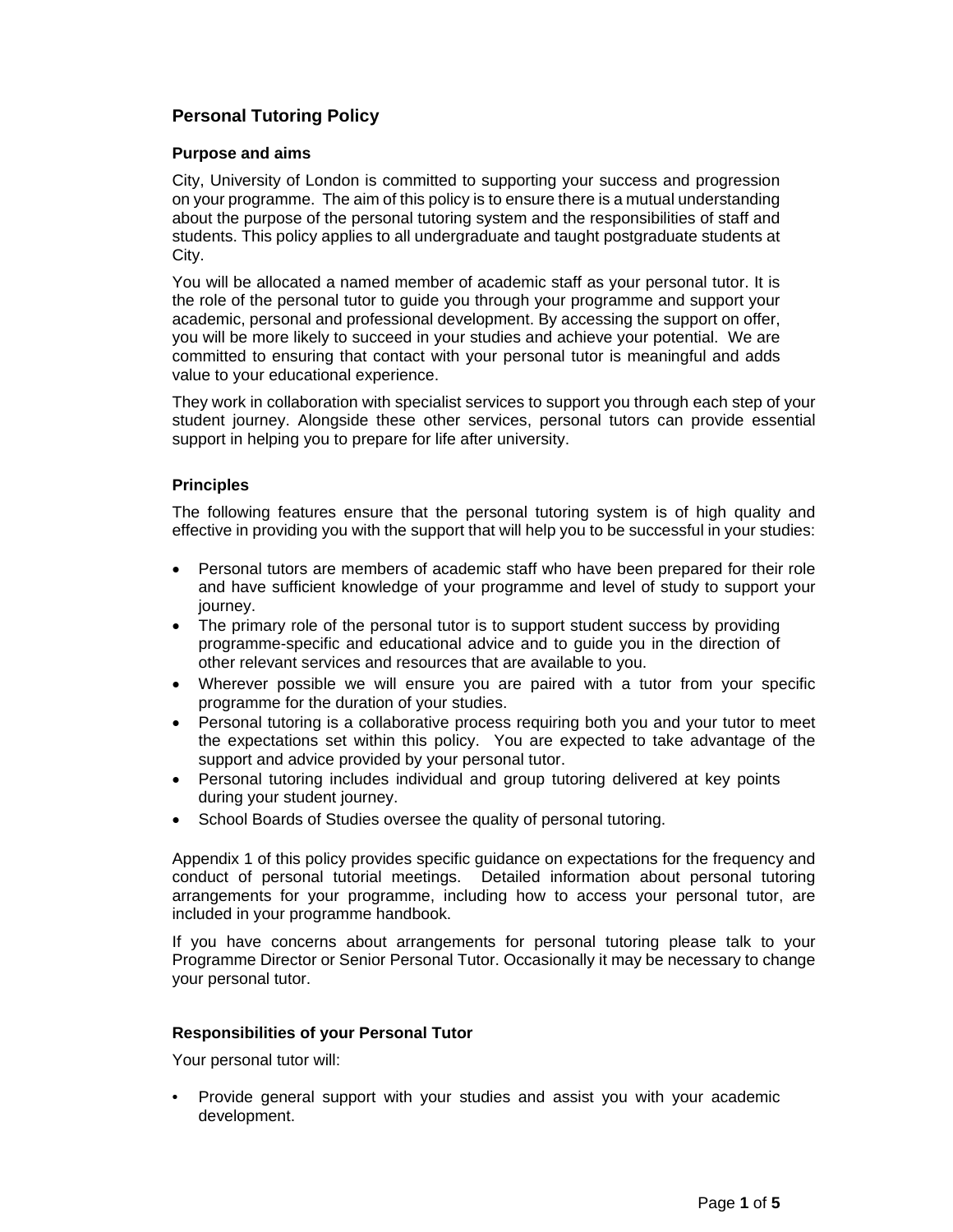## Personal Tutoring Policy

### Purpose and aims

City, University of London is committed to supporting your success and progression on your programme. The aim of this policy is to ensure there is a mutual understanding about the purpose of the personal tutoring system and the responsibilities of staff and students. This policy applies to all undergraduate and taught postgraduate students at City.

You will be allocated a named member of academic staff as your personal tutor. It is the role of the personal tutor to guide you through your programme and support your academic, personal and professional development. By accessing the support on offer, you will be more likely to succeed in your studies and achieve your potential. We are committed to ensuring that contact with your personal tutor is meaningful and adds value to your educational experience.

They work in collaboration with specialist services to support you through each step of your student journey. Alongside these other services, personal tutors can provide essential support in helping you to prepare for life after university.

### Principles

The following features ensure that the personal tutoring system is of high quality and effective in providing you with the support that will help you to be successful in your studies:

- Personal tutors are members of academic staff who have been prepared for their role and have sufficient knowledge of your programme and level of study to support your journey.
- The primary role of the personal tutor is to support student success by providing programme-specific and educational advice and to guide you in the direction of other relevant services and resources that are available to you.
- Wherever possible we will ensure you are paired with a tutor from your specific programme for the duration of your studies.
- Personal tutoring is a collaborative process requiring both you and your tutor to meet the expectations set within this policy. You are expected to take advantage of the support and advice provided by your personal tutor.
- Personal tutoring includes individual and group tutoring delivered at key points during your student journey.
- School Boards of Studies oversee the quality of personal tutoring.

Appendix 1 of this policy provides specific guidance on expectations for the frequency and conduct of personal tutorial meetings. Detailed information about personal tutoring arrangements for your programme, including how to access your personal tutor, are included in your programme handbook.

If you have concerns about arrangements for personal tutoring please talk to your Programme Director or Senior Personal Tutor. Occasionally it may be necessary to change your personal tutor.

### Responsibilities of your Personal Tutor

Your personal tutor will:

- Provide general support with your studies and assist you with your academic development.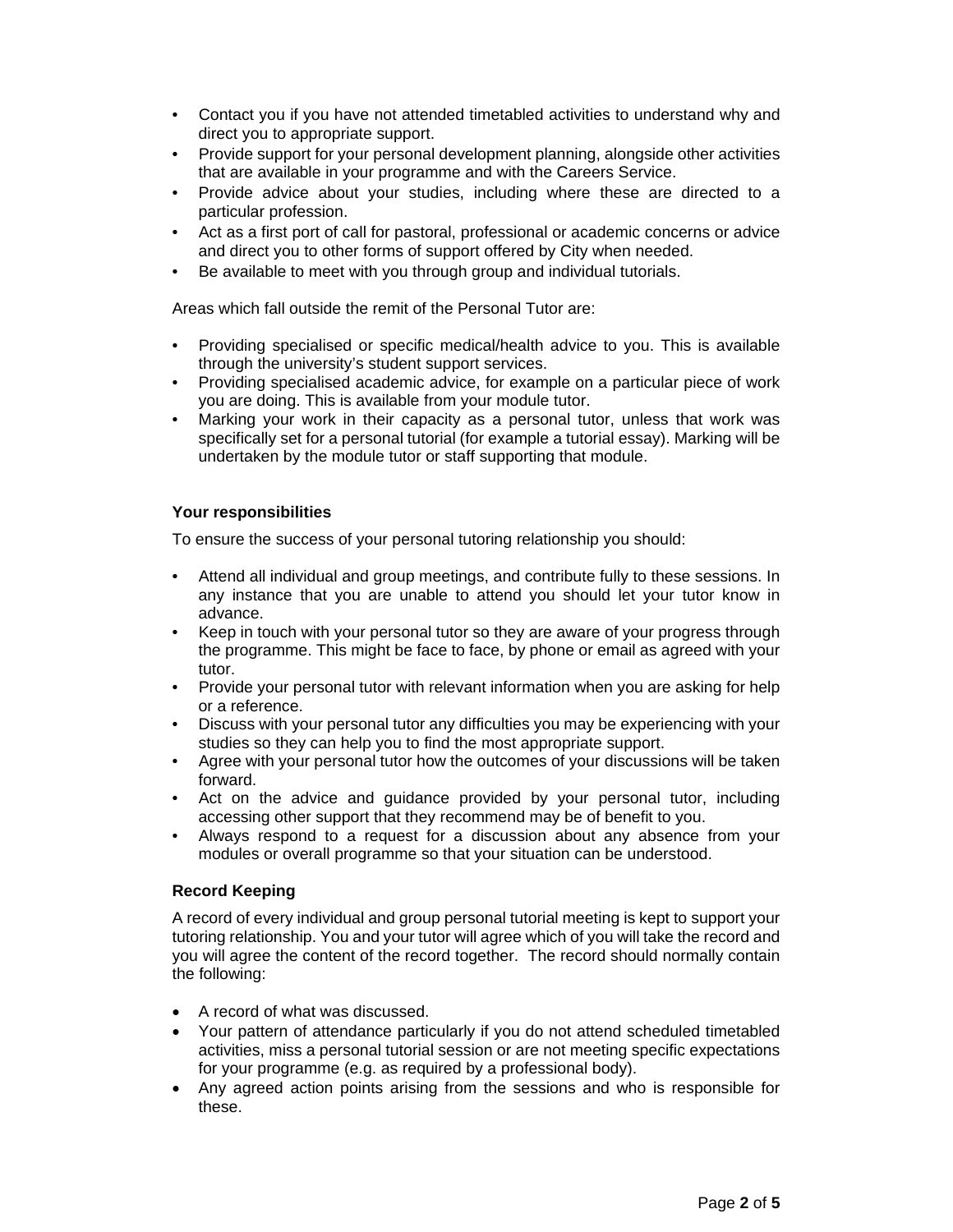- Contact you if you have not attended timetabled activities to understand why and direct you to appropriate support.
- Provide support for your personal development planning, alongside other activities that are available in your programme and with the Careers Service.
- Provide advice about your studies, including where these are directed to a particular profession.
- Act as a first port of call for pastoral, professional or academic concerns or advice and direct you to other forms of support offered by City when needed.
- Be available to meet with you through group and individual tutorials.

Areas which fall outside the remit of the Personal Tutor are:

- Providing specialised or specific medical/health advice to you. This is available through the university's student support services.
- Providing specialised academic advice, for example on a particular piece of work you are doing. This is available from your module tutor.
- Marking your work in their capacity as a personal tutor, unless that work was specifically set for a personal tutorial (for example a tutorial essay). Marking will be undertaken by the module tutor or staff supporting that module.

**Your responsibilities**

To ensure the success of your personal tutoring relationship you should:

- Attend all individual and group meetings, and contribute fully to these sessions. In any instance that you are unable to attend you should let your tutor know in advance.
- Keep in touch with your personal tutor so they are aware of your progress through the programme. This might be face to face, by phone or email as agreed with your tutor.
- Provide your personal tutor with relevant information when you are asking for help or a reference.
- Discuss with your personal tutor any difficulties you may be experiencing with your studies so they can help you to find the most appropriate support.
- Agree with your personal tutor how the outcomes of your discussions will be taken forward.
- Act on the advice and guidance provided by your personal tutor, including accessing other support that they recommend may be of benefit to you.
- Always respond to a request for a discussion about any absence from your modules or overall programme so that your situation can be understood.

**Record Keeping**

A record of every individual and group personal tutorial meeting is kept to support your tutoring relationship. You and your tutor will agree which of you will take the record and you will agree the content of the record together. The record should normally contain the following:

- A record of what was discussed.
- Your pattern of attendance particularly if you do not attend scheduled timetabled activities, miss a personal tutorial session or are not meeting specific expectations for your programme (e.g. as required by a professional body).
- Any agreed action points arising from the sessions and who is responsible for these.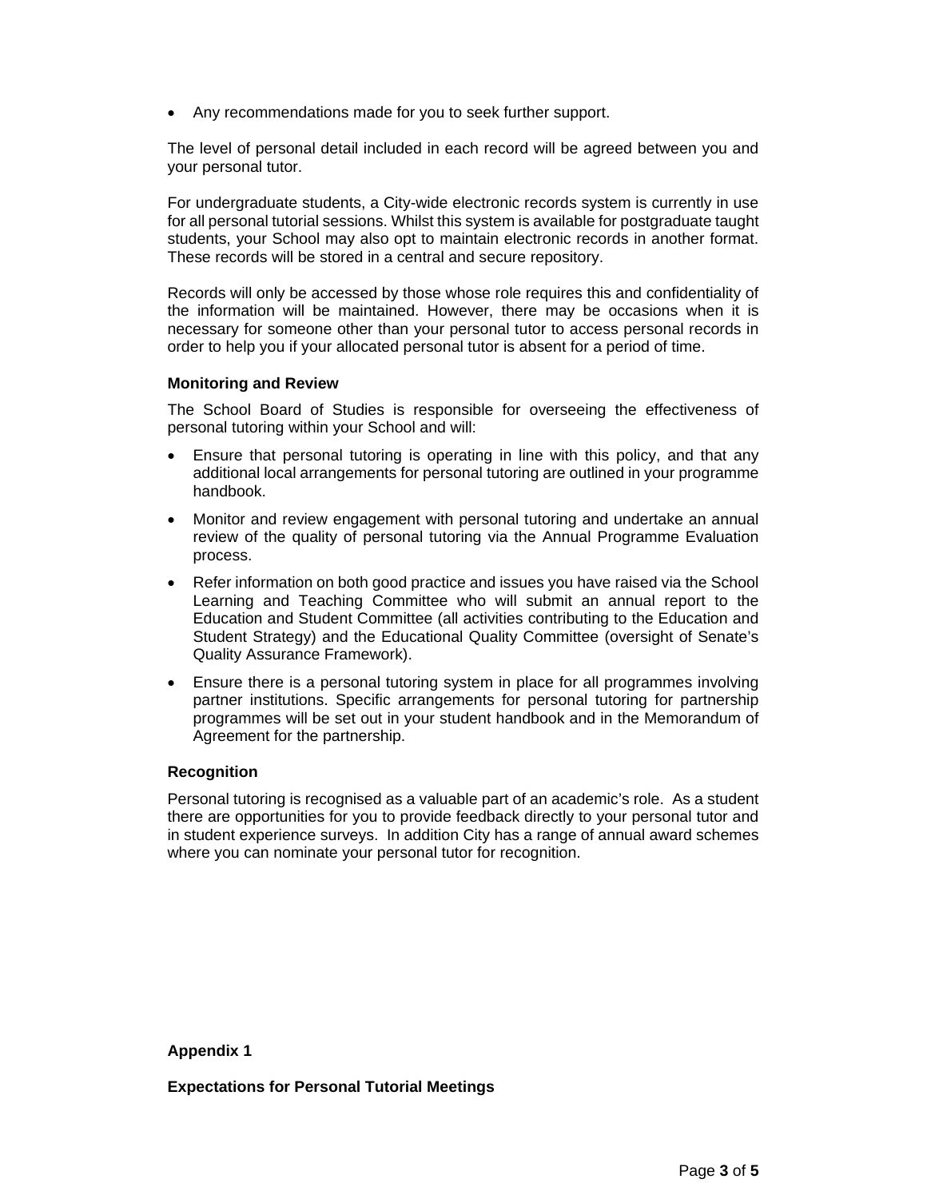- Any recommendations made for you to seek further support.

The level of personal detail included in each record will be agreed between you and your personal tutor.

For undergraduate students, a City-wide electronic records system is currently in use for all personal tutorial sessions. Whilst this system is available for postgraduate taught students, your School may also opt to maintain electronic records in another format. These records will be stored in a central and secure repository.

Records will only be accessed by those whose role requires this and confidentiality of the information will be maintained. However, there may be occasions when it is necessary for someone other than your personal tutor to access personal records in order to help you if your allocated personal tutor is absent for a period of time.

### Monitoring and Review

The School Board of Studies is responsible for overseeing the effectiveness of personal tutoring within your School and will:

- Ensure that personal tutoring is operating in line with this policy, and that any additional local arrangements for personal tutoring are outlined in your programme handbook.
- Monitor and review engagement with personal tutoring and undertake an annual review of the quality of personal tutoring via the Annual Programme Evaluation process.
- Refer information on both good practice and issues you have raised via the School Learning and Teaching Committee who will submit an annual report to the Education and Student Committee (all activities contributing to the Education and Student Strategy) and the Educational Quality Committee (oversight of Senate's Quality Assurance Framework).
- Ensure there is a personal tutoring system in place for all programmes involving partner institutions. Specific arrangements for personal tutoring for partnership programmes will be set out in your student handbook and in the Memorandum of Agreement for the partnership.

### Recognition

Personal tutoring is recognised as a valuable part of an academic's role. As a student there are opportunities for you to provide feedback directly to your personal tutor and in student experience surveys. In addition City has a range of annual award schemes where you can nominate your personal tutor for recognition.

## Appendix 1

### Expectations for Personal Tutorial Meetings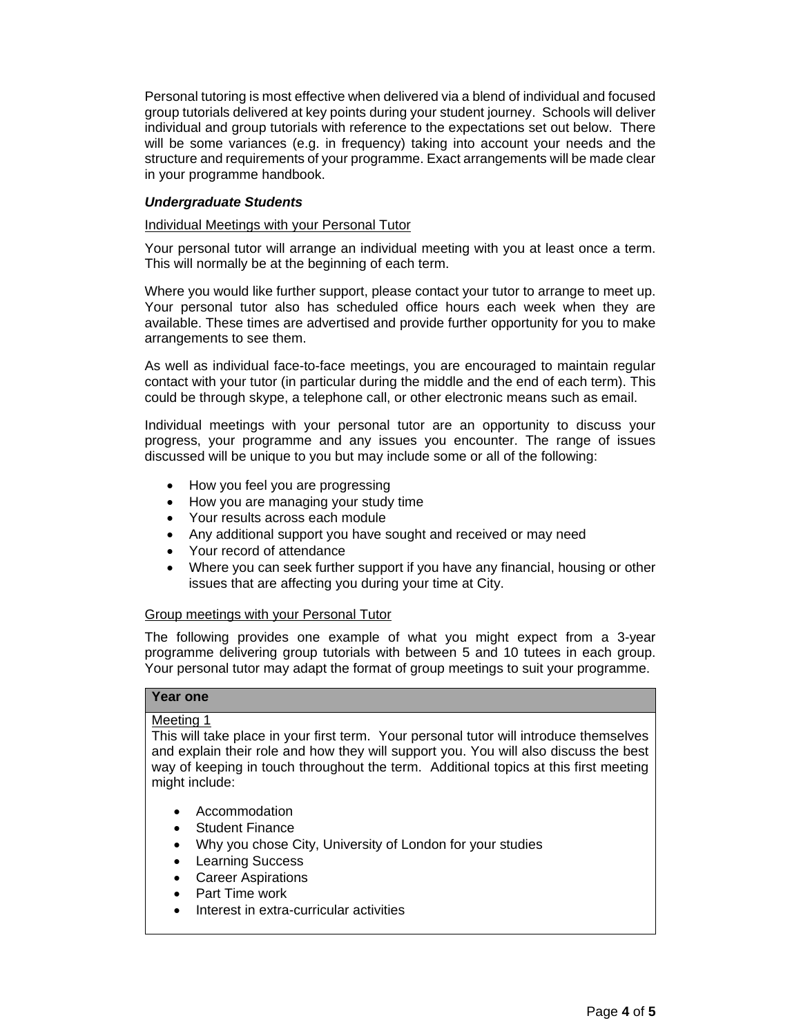Personal tutoring is most effective when delivered via a blend of individual and focused group tutorials delivered at key points during your student journey. Schools will deliver individual and group tutorials with reference to the expectations set out below. There will be some variances (e.g. in frequency) taking into account your needs and the structure and requirements of your programme. Exact arrangements will be made clear in your programme handbook.

***Undergraduate Students***

Individual Meetings with your Personal Tutor

Your personal tutor will arrange an individual meeting with you at least once a term. This will normally be at the beginning of each term.

Where you would like further support, please contact your tutor to arrange to meet up. Your personal tutor also has scheduled office hours each week when they are available. These times are advertised and provide further opportunity for you to make arrangements to see them.

As well as individual face-to-face meetings, you are encouraged to maintain regular contact with your tutor (in particular during the middle and the end of each term). This could be through skype, a telephone call, or other electronic means such as email.

Individual meetings with your personal tutor are an opportunity to discuss your progress, your programme and any issues you encounter. The range of issues discussed will be unique to you but may include some or all of the following:

- How you feel you are progressing
- How you are managing your study time
- Your results across each module
- Any additional support you have sought and received or may need
- Your record of attendance
- Where you can seek further support if you have any financial, housing or other issues that are affecting you during your time at City.

Group meetings with your Personal Tutor

The following provides one example of what you might expect from a 3-year programme delivering group tutorials with between 5 and 10 tutees in each group. Your personal tutor may adapt the format of group meetings to suit your programme.

**Year one**

Meeting 1

This will take place in your first term. Your personal tutor will introduce themselves and explain their role and how they will support you. You will also discuss the best way of keeping in touch throughout the term. Additional topics at this first meeting might include:

- Accommodation
- Student Finance
- Why you chose City, University of London for your studies
- Learning Success
- Career Aspirations
- Part Time work
- Interest in extra-curricular activities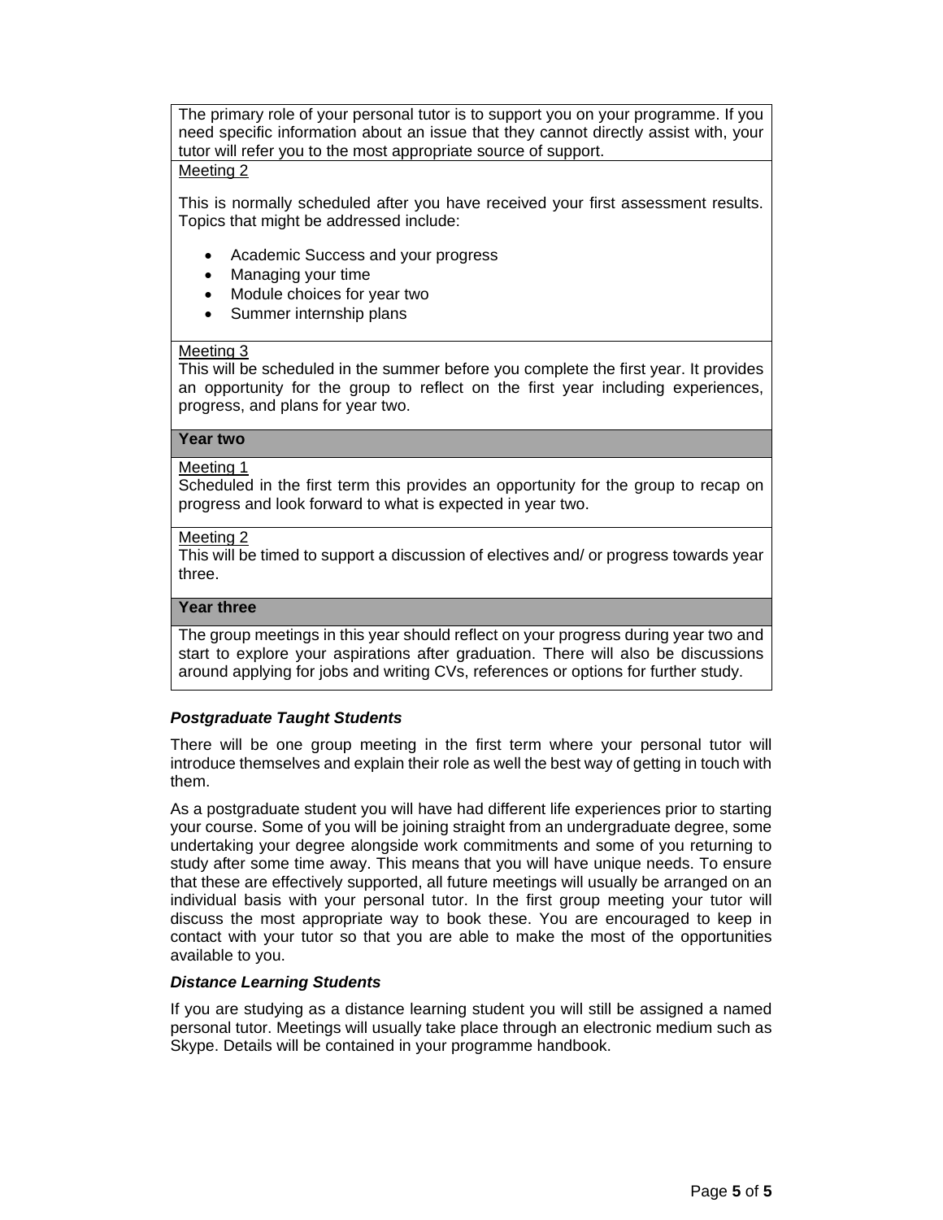| |
|---|
| The primary role of your personal tutor is to support you on your programme. If you need specific information about an issue that they cannot directly assist with, your tutor will refer you to the most appropriate source of support. |
| <u>Meeting 2</u><br><br>This is normally scheduled after you have received your first assessment results. Topics that might be addressed include:<br><br>• Academic Success and your progress<br>• Managing your time<br>• Module choices for year two<br>• Summer internship plans |
| <u>Meeting 3</u><br>This will be scheduled in the summer before you complete the first year. It provides an opportunity for the group to reflect on the first year including experiences, progress, and plans for year two. |
| **Year two** |
| <u>Meeting 1</u><br>Scheduled in the first term this provides an opportunity for the group to recap on progress and look forward to what is expected in year two. |
| <u>Meeting 2</u><br>This will be timed to support a discussion of electives and/ or progress towards year three. |
| **Year three** |
| The group meetings in this year should reflect on your progress during year two and start to explore your aspirations after graduation. There will also be discussions around applying for jobs and writing CVs, references or options for further study. |

***Postgraduate Taught Students***

There will be one group meeting in the first term where your personal tutor will introduce themselves and explain their role as well the best way of getting in touch with them.

As a postgraduate student you will have had different life experiences prior to starting your course. Some of you will be joining straight from an undergraduate degree, some undertaking your degree alongside work commitments and some of you returning to study after some time away. This means that you will have unique needs. To ensure that these are effectively supported, all future meetings will usually be arranged on an individual basis with your personal tutor. In the first group meeting your tutor will discuss the most appropriate way to book these. You are encouraged to keep in contact with your tutor so that you are able to make the most of the opportunities available to you.

***Distance Learning Students***

If you are studying as a distance learning student you will still be assigned a named personal tutor. Meetings will usually take place through an electronic medium such as Skype. Details will be contained in your programme handbook.